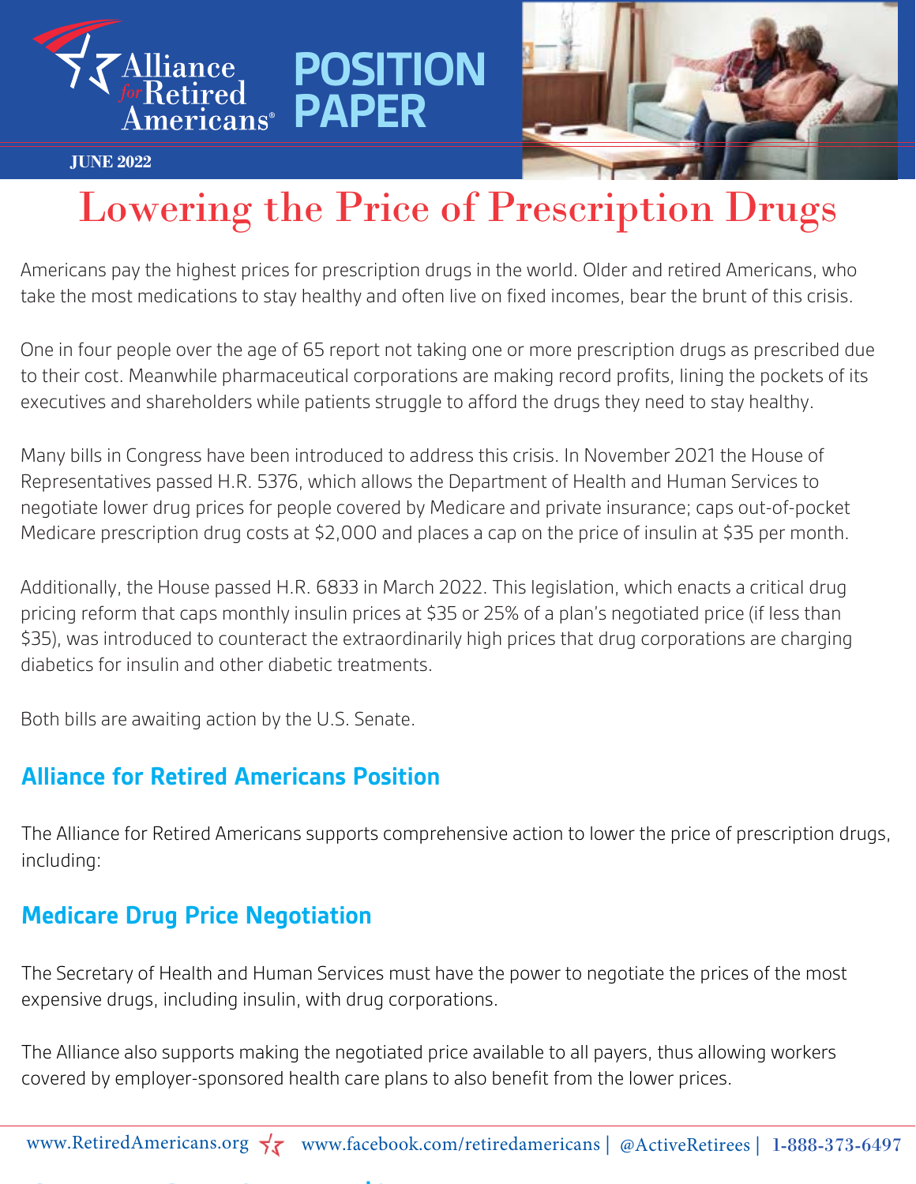Alliance for Retired Americans

# POSITION PAPER

JUNE 2022

# Lowering the Price of Prescription Drugs

Americans pay the highest prices for prescription drugs in the world. Older and retired Americans, who take the most medications to stay healthy and often live on fixed incomes, bear the brunt of this crisis.

One in four people over the age of 65 report not taking one or more prescription drugs as prescribed due to their cost. Meanwhile pharmaceutical corporations are making record profits, lining the pockets of its executives and shareholders while patients struggle to afford the drugs they need to stay healthy.

Many bills in Congress have been introduced to address this crisis. In November 2021 the House of Representatives passed H.R. 5376, which allows the Department of Health and Human Services to negotiate lower drug prices for people covered by Medicare and private insurance; caps out-of-pocket Medicare prescription drug costs at $2,000 and places a cap on the price of insulin at $35 per month.

Additionally, the House passed H.R. 6833 in March 2022. This legislation, which enacts a critical drug pricing reform that caps monthly insulin prices at $35 or 25% of a plan's negotiated price (if less than $35), was introduced to counteract the extraordinarily high prices that drug corporations are charging diabetics for insulin and other diabetic treatments.

Both bills are awaiting action by the U.S. Senate.

## Alliance for Retired Americans Position

The Alliance for Retired Americans supports comprehensive action to lower the price of prescription drugs, including:

## Medicare Drug Price Negotiation

The Secretary of Health and Human Services must have the power to negotiate the prices of the most expensive drugs, including insulin, with drug corporations.

The Alliance also supports making the negotiated price available to all payers, thus allowing workers covered by employer-sponsored health care plans to also benefit from the lower prices.

www.RetiredAmericans.org | www.facebook.com/retiredamericans | @ActiveRetirees | 1-888-373-6497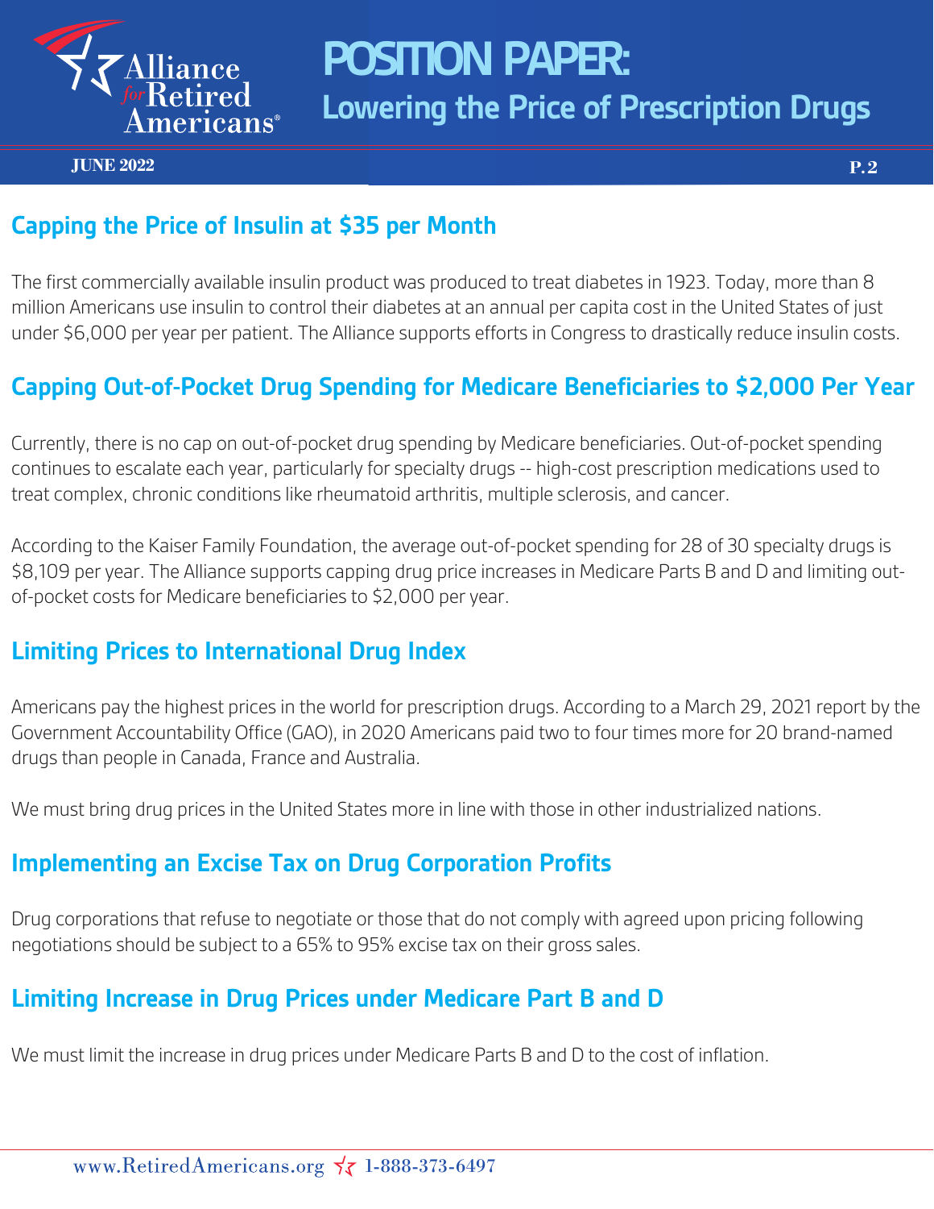## Capping the Price of Insulin at $35 per Month

The first commercially available insulin product was produced to treat diabetes in 1923. Today, more than 8 million Americans use insulin to control their diabetes at an annual per capita cost in the United States of just under $6,000 per year per patient. The Alliance supports efforts in Congress to drastically reduce insulin costs.

## Capping Out-of-Pocket Drug Spending for Medicare Beneficiaries to $2,000 Per Year

Currently, there is no cap on out-of-pocket drug spending by Medicare beneficiaries. Out-of-pocket spending continues to escalate each year, particularly for specialty drugs -- high-cost prescription medications used to treat complex, chronic conditions like rheumatoid arthritis, multiple sclerosis, and cancer.

According to the Kaiser Family Foundation, the average out-of-pocket spending for 28 of 30 specialty drugs is $8,109 per year. The Alliance supports capping drug price increases in Medicare Parts B and D and limiting out-of-pocket costs for Medicare beneficiaries to $2,000 per year.

## Limiting Prices to International Drug Index

Americans pay the highest prices in the world for prescription drugs. According to a March 29, 2021 report by the Government Accountability Office (GAO), in 2020 Americans paid two to four times more for 20 brand-named drugs than people in Canada, France and Australia.

We must bring drug prices in the United States more in line with those in other industrialized nations.

## Implementing an Excise Tax on Drug Corporation Profits

Drug corporations that refuse to negotiate or those that do not comply with agreed upon pricing following negotiations should be subject to a 65% to 95% excise tax on their gross sales.

## Limiting Increase in Drug Prices under Medicare Part B and D

We must limit the increase in drug prices under Medicare Parts B and D to the cost of inflation.

www.RetiredAmericans.org 1-888-373-6497